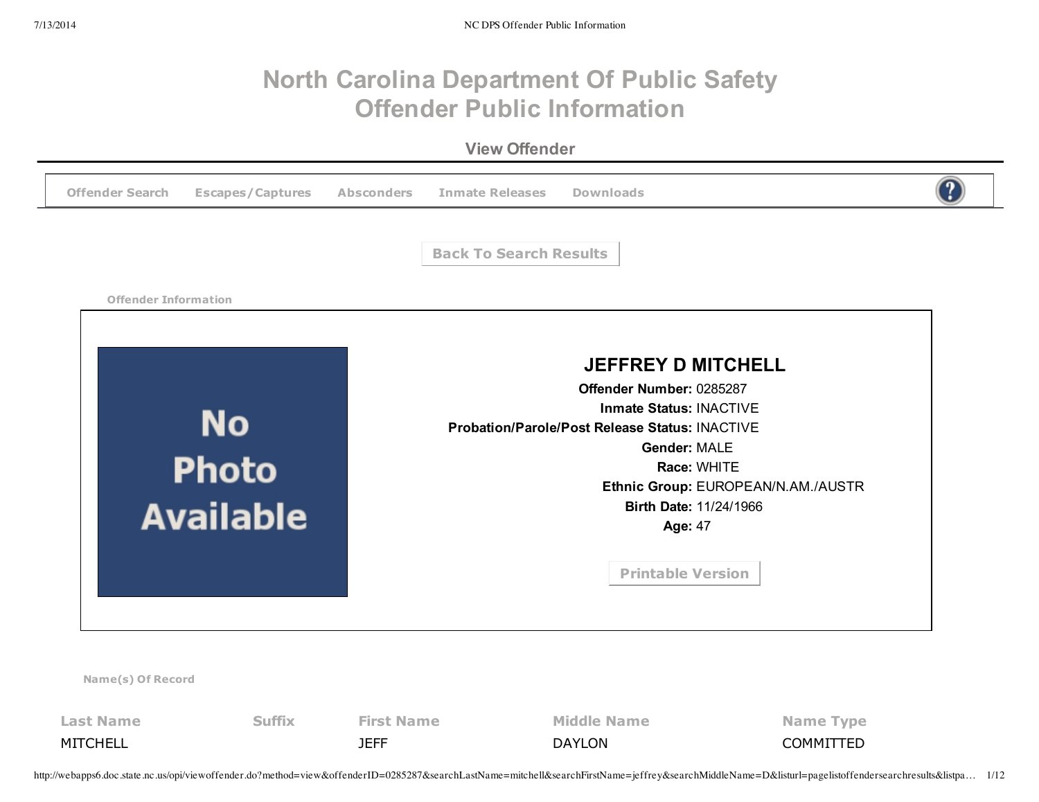# North Carolina Department Of Public Safety
# Offender Public Information

## View Offender

Offender Search | Escapes/Captures | Absconders | Inmate Releases | Downloads

Back To Search Results

### Offender Information

No Photo Available

**JEFFREY D MITCHELL**

**Offender Number:** 0285287
**Inmate Status:** INACTIVE
**Probation/Parole/Post Release Status:** INACTIVE
**Gender:** MALE
**Race:** WHITE
**Ethnic Group:** EUROPEAN/N.AM./AUSTR
**Birth Date:** 11/24/1966
**Age:** 47

Printable Version

### Name(s) Of Record

| Last Name | Suffix | First Name | Middle Name | Name Type |
|---|---|---|---|---|
| MITCHELL | | JEFF | DAYLON | COMMITTED |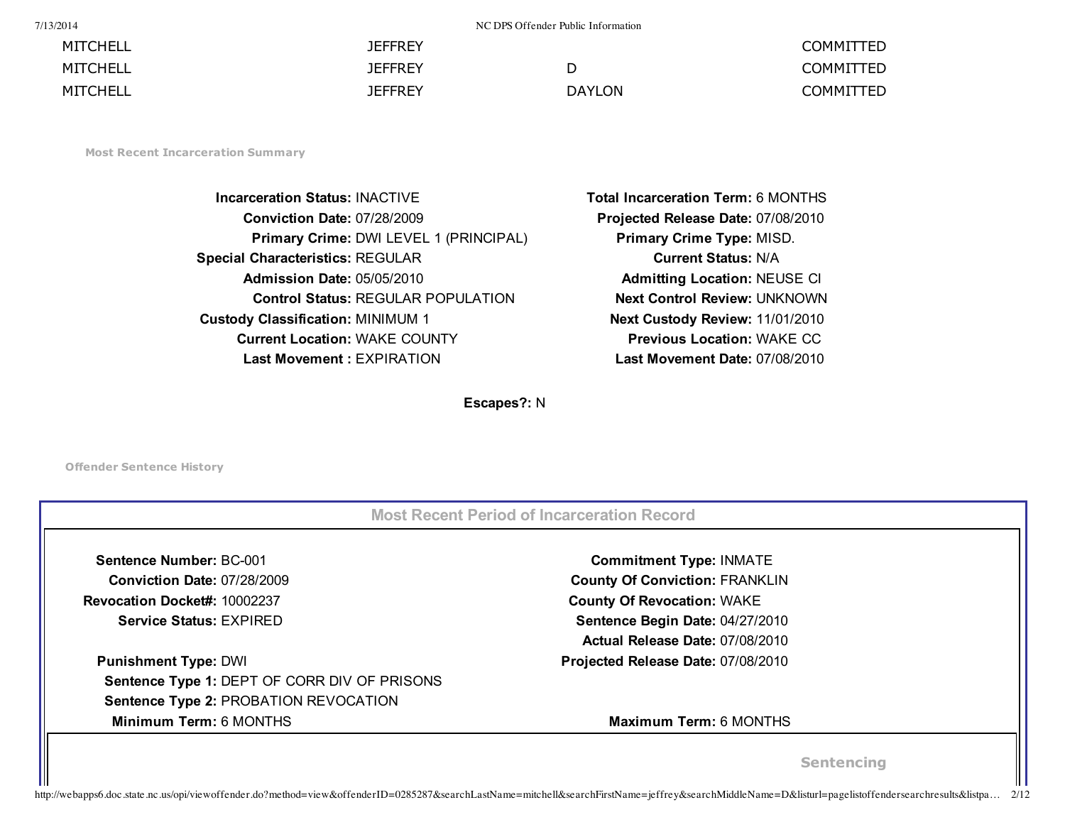| | | | |
|---|---|---|---|
| MITCHELL | JEFFREY | | COMMITTED |
| MITCHELL | JEFFREY | D | COMMITTED |
| MITCHELL | JEFFREY | DAYLON | COMMITTED |

### Most Recent Incarceration Summary

| | | | |
|---|---|---|---|
| **Incarceration Status:** | INACTIVE | **Total Incarceration Term:** | 6 MONTHS |
| **Conviction Date:** | 07/28/2009 | **Projected Release Date:** | 07/08/2010 |
| **Primary Crime:** | DWI LEVEL 1 (PRINCIPAL) | **Primary Crime Type:** | MISD. |
| **Special Characteristics:** | REGULAR | **Current Status:** | N/A |
| **Admission Date:** | 05/05/2010 | **Admitting Location:** | NEUSE CI |
| **Control Status:** | REGULAR POPULATION | **Next Control Review:** | UNKNOWN |
| **Custody Classification:** | MINIMUM 1 | **Next Custody Review:** | 11/01/2010 |
| **Current Location:** | WAKE COUNTY | **Previous Location:** | WAKE CC |
| **Last Movement :** | EXPIRATION | **Last Movement Date:** | 07/08/2010 |

**Escapes?:** N

### Offender Sentence History

#### Most Recent Period of Incarceration Record

| | | | |
|---|---|---|---|
| **Sentence Number:** | BC-001 | **Commitment Type:** | INMATE |
| **Conviction Date:** | 07/28/2009 | **County Of Conviction:** | FRANKLIN |
| **Revocation Docket#:** | 10002237 | **County Of Revocation:** | WAKE |
| **Service Status:** | EXPIRED | **Sentence Begin Date:** | 04/27/2010 |
| | | **Actual Release Date:** | 07/08/2010 |
| **Punishment Type:** | DWI | **Projected Release Date:** | 07/08/2010 |
| **Sentence Type 1:** | DEPT OF CORR DIV OF PRISONS | | |
| **Sentence Type 2:** | PROBATION REVOCATION | | |
| **Minimum Term:** | 6 MONTHS | **Maximum Term:** | 6 MONTHS |

Sentencing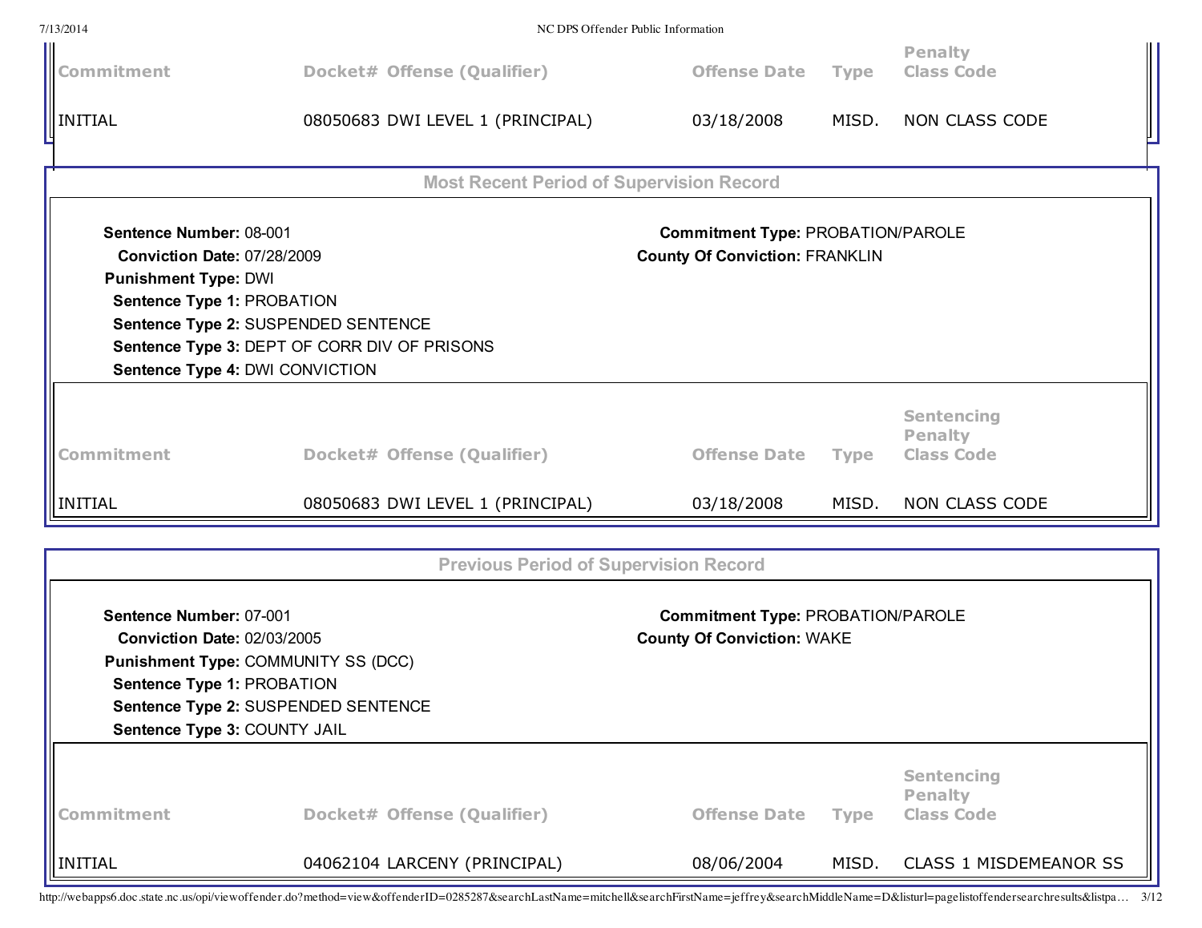| Commitment | Docket# | Offense (Qualifier) | Offense Date | Type | Penalty Class Code |
|---|---|---|---|---|---|
| INITIAL | 08050683 | DWI LEVEL 1 (PRINCIPAL) | 03/18/2008 | MISD. | NON CLASS CODE |

## Most Recent Period of Supervision Record

**Sentence Number:** 08-001
**Conviction Date:** 07/28/2009
**Punishment Type:** DWI
**Sentence Type 1:** PROBATION
**Sentence Type 2:** SUSPENDED SENTENCE
**Sentence Type 3:** DEPT OF CORR DIV OF PRISONS
**Sentence Type 4:** DWI CONVICTION

**Commitment Type:** PROBATION/PAROLE
**County Of Conviction:** FRANKLIN

| Commitment | Docket# | Offense (Qualifier) | Offense Date | Type | Sentencing Penalty Class Code |
|---|---|---|---|---|---|
| INITIAL | 08050683 | DWI LEVEL 1 (PRINCIPAL) | 03/18/2008 | MISD. | NON CLASS CODE |

## Previous Period of Supervision Record

**Sentence Number:** 07-001
**Conviction Date:** 02/03/2005
**Punishment Type:** COMMUNITY SS (DCC)
**Sentence Type 1:** PROBATION
**Sentence Type 2:** SUSPENDED SENTENCE
**Sentence Type 3:** COUNTY JAIL

**Commitment Type:** PROBATION/PAROLE
**County Of Conviction:** WAKE

| Commitment | Docket# | Offense (Qualifier) | Offense Date | Type | Sentencing Penalty Class Code |
|---|---|---|---|---|---|
| INITIAL | 04062104 | LARCENY (PRINCIPAL) | 08/06/2004 | MISD. | CLASS 1 MISDEMEANOR SS |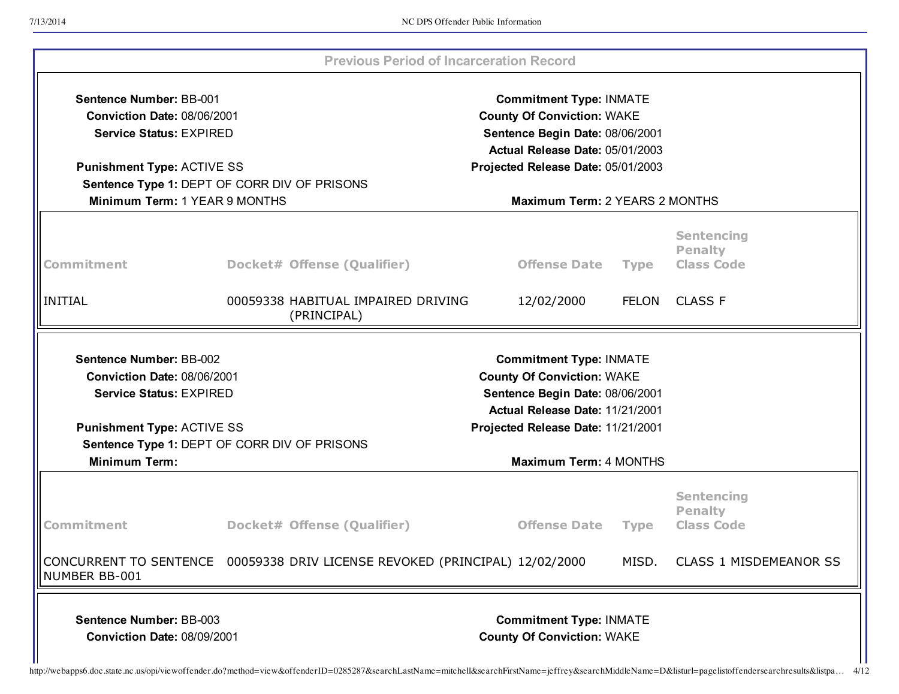## Previous Period of Incarceration Record

**Sentence Number:** BB-001
**Conviction Date:** 08/06/2001
**Service Status:** EXPIRED

**Commitment Type:** INMATE
**County Of Conviction:** WAKE
**Sentence Begin Date:** 08/06/2001
**Actual Release Date:** 05/01/2003

**Punishment Type:** ACTIVE SS
**Projected Release Date:** 05/01/2003
**Sentence Type 1:** DEPT OF CORR DIV OF PRISONS
**Minimum Term:** 1 YEAR 9 MONTHS
**Maximum Term:** 2 YEARS 2 MONTHS

| Commitment | Docket# | Offense (Qualifier) | Offense Date | Type | Sentencing Penalty Class Code |
|---|---|---|---|---|---|
| INITIAL | 00059338 | HABITUAL IMPAIRED DRIVING (PRINCIPAL) | 12/02/2000 | FELON | CLASS F |

**Sentence Number:** BB-002
**Conviction Date:** 08/06/2001
**Service Status:** EXPIRED

**Commitment Type:** INMATE
**County Of Conviction:** WAKE
**Sentence Begin Date:** 08/06/2001
**Actual Release Date:** 11/21/2001

**Punishment Type:** ACTIVE SS
**Projected Release Date:** 11/21/2001
**Sentence Type 1:** DEPT OF CORR DIV OF PRISONS
**Minimum Term:**
**Maximum Term:** 4 MONTHS

| Commitment | Docket# | Offense (Qualifier) | Offense Date | Type | Sentencing Penalty Class Code |
|---|---|---|---|---|---|
| CONCURRENT TO SENTENCE NUMBER BB-001 | 00059338 | DRIV LICENSE REVOKED (PRINCIPAL) | 12/02/2000 | MISD. | CLASS 1 MISDEMEANOR SS |

**Sentence Number:** BB-003
**Conviction Date:** 08/09/2001

**Commitment Type:** INMATE
**County Of Conviction:** WAKE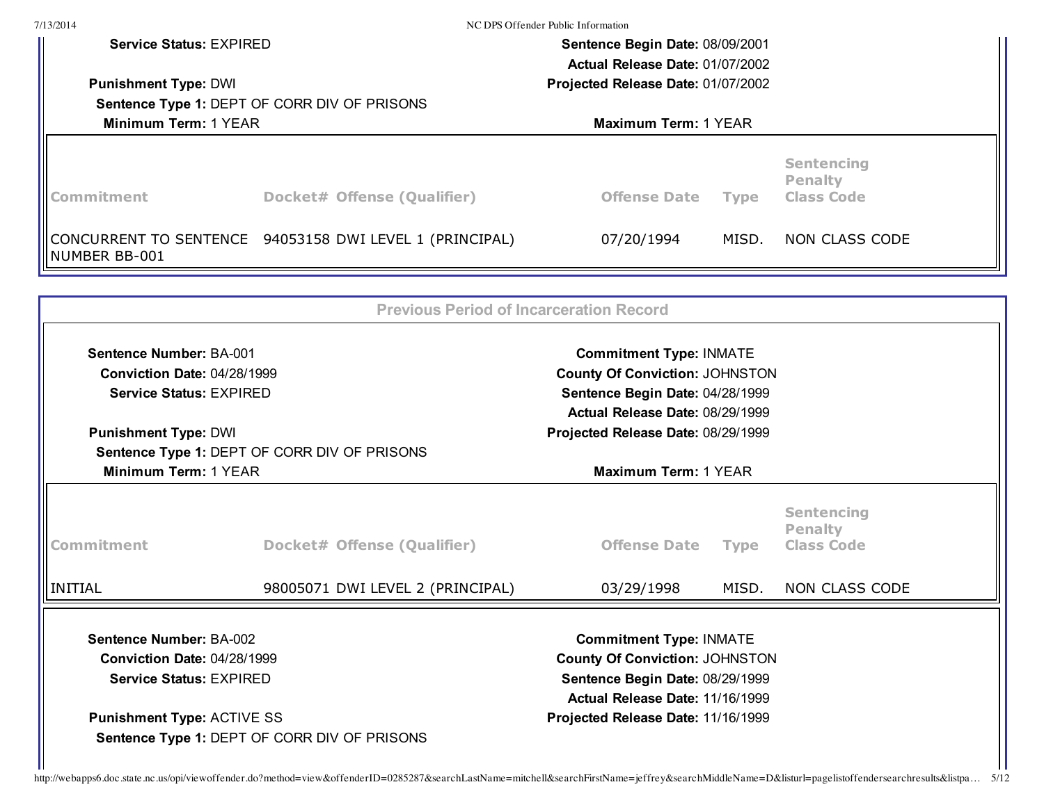**Service Status:** EXPIRED

**Sentence Begin Date:** 08/09/2001

**Actual Release Date:** 01/07/2002

**Punishment Type:** DWI

**Projected Release Date:** 01/07/2002

**Sentence Type 1:** DEPT OF CORR DIV OF PRISONS

**Minimum Term:** 1 YEAR

**Maximum Term:** 1 YEAR

| Commitment | Docket# | Offense (Qualifier) | Offense Date | Type | Sentencing Penalty Class Code |
|---|---|---|---|---|---|
| CONCURRENT TO SENTENCE NUMBER BB-001 | 94053158 | DWI LEVEL 1 (PRINCIPAL) | 07/20/1994 | MISD. | NON CLASS CODE |

## Previous Period of Incarceration Record

**Sentence Number:** BA-001

**Commitment Type:** INMATE

**Conviction Date:** 04/28/1999

**County Of Conviction:** JOHNSTON

**Service Status:** EXPIRED

**Sentence Begin Date:** 04/28/1999

**Actual Release Date:** 08/29/1999

**Punishment Type:** DWI

**Projected Release Date:** 08/29/1999

**Sentence Type 1:** DEPT OF CORR DIV OF PRISONS

**Minimum Term:** 1 YEAR

**Maximum Term:** 1 YEAR

| Commitment | Docket# | Offense (Qualifier) | Offense Date | Type | Sentencing Penalty Class Code |
|---|---|---|---|---|---|
| INITIAL | 98005071 | DWI LEVEL 2 (PRINCIPAL) | 03/29/1998 | MISD. | NON CLASS CODE |

**Sentence Number:** BA-002

**Commitment Type:** INMATE

**Conviction Date:** 04/28/1999

**County Of Conviction:** JOHNSTON

**Service Status:** EXPIRED

**Sentence Begin Date:** 08/29/1999

**Actual Release Date:** 11/16/1999

**Punishment Type:** ACTIVE SS

**Projected Release Date:** 11/16/1999

**Sentence Type 1:** DEPT OF CORR DIV OF PRISONS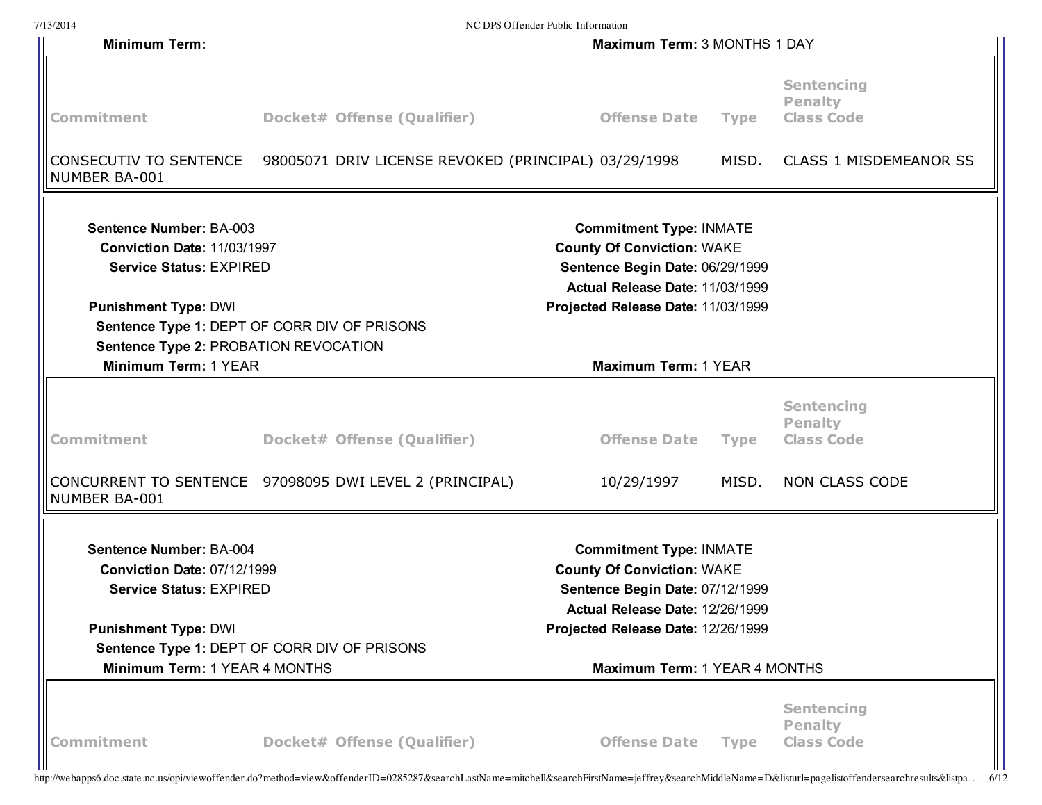**Minimum Term:** **Maximum Term:** 3 MONTHS 1 DAY

| Commitment | Docket# | Offense (Qualifier) | Offense Date | Type | Sentencing Penalty Class Code |
|---|---|---|---|---|---|
| CONSECUTIV TO SENTENCE NUMBER BA-001 | 98005071 | DRIV LICENSE REVOKED (PRINCIPAL) | 03/29/1998 | MISD. | CLASS 1 MISDEMEANOR SS |

---

**Sentence Number:** BA-003
**Commitment Type:** INMATE
**Conviction Date:** 11/03/1997
**County Of Conviction:** WAKE
**Service Status:** EXPIRED
**Sentence Begin Date:** 06/29/1999
**Actual Release Date:** 11/03/1999
**Punishment Type:** DWI
**Projected Release Date:** 11/03/1999
**Sentence Type 1:** DEPT OF CORR DIV OF PRISONS
**Sentence Type 2:** PROBATION REVOCATION
**Minimum Term:** 1 YEAR
**Maximum Term:** 1 YEAR

| Commitment | Docket# | Offense (Qualifier) | Offense Date | Type | Sentencing Penalty Class Code |
|---|---|---|---|---|---|
| CONCURRENT TO SENTENCE NUMBER BA-001 | 97098095 | DWI LEVEL 2 (PRINCIPAL) | 10/29/1997 | MISD. | NON CLASS CODE |

---

**Sentence Number:** BA-004
**Commitment Type:** INMATE
**Conviction Date:** 07/12/1999
**County Of Conviction:** WAKE
**Service Status:** EXPIRED
**Sentence Begin Date:** 07/12/1999
**Actual Release Date:** 12/26/1999
**Punishment Type:** DWI
**Projected Release Date:** 12/26/1999
**Sentence Type 1:** DEPT OF CORR DIV OF PRISONS
**Minimum Term:** 1 YEAR 4 MONTHS
**Maximum Term:** 1 YEAR 4 MONTHS

| Commitment | Docket# | Offense (Qualifier) | Offense Date | Type | Sentencing Penalty Class Code |
|---|---|---|---|---|---|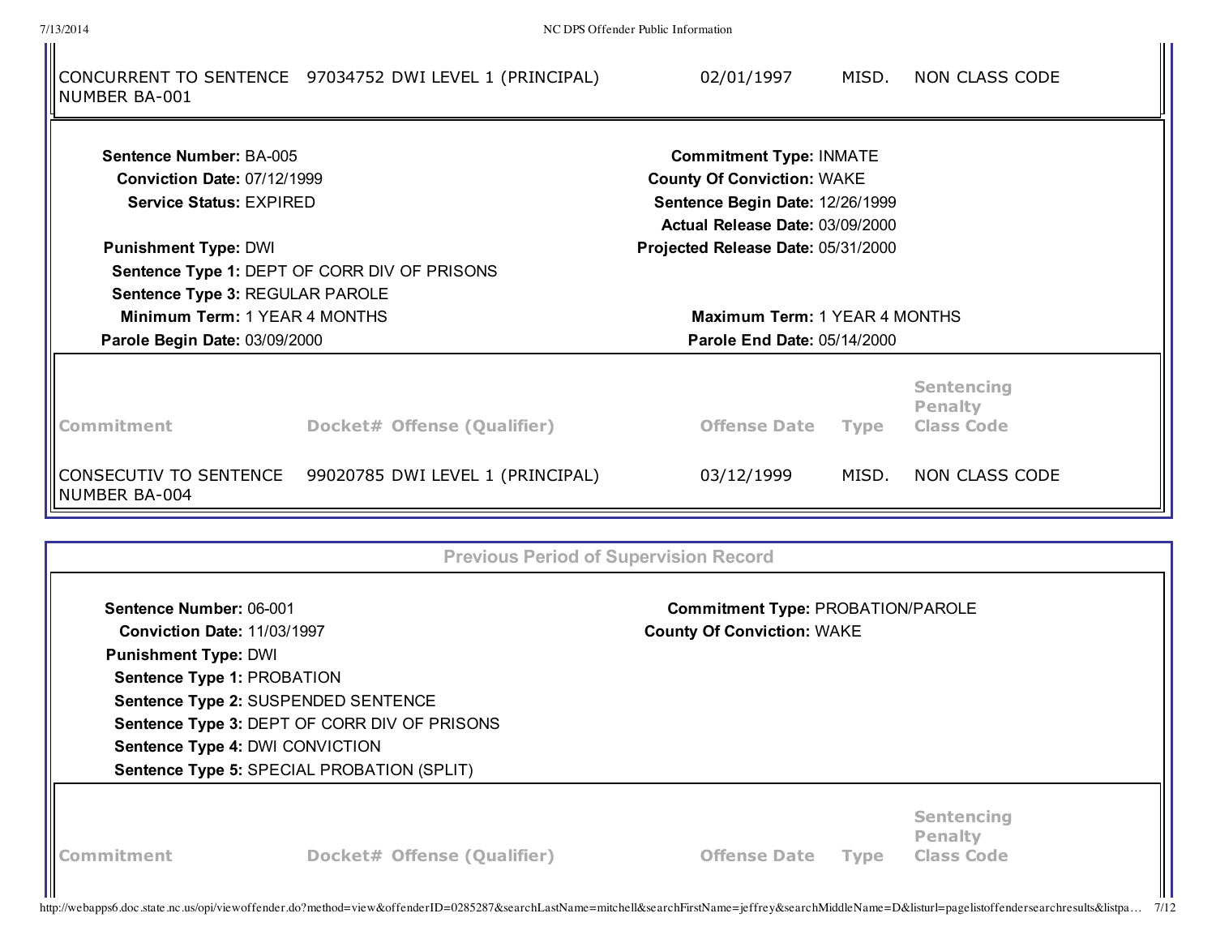| Commitment | Docket# | Offense (Qualifier) | Offense Date | Type | Sentencing Penalty Class Code |
|---|---|---|---|---|---|
| CONCURRENT TO SENTENCE NUMBER BA-001 | 97034752 | DWI LEVEL 1 (PRINCIPAL) | 02/01/1997 | MISD. | NON CLASS CODE |

**Sentence Number:** BA-005
**Conviction Date:** 07/12/1999
**Service Status:** EXPIRED
**Punishment Type:** DWI
**Sentence Type 1:** DEPT OF CORR DIV OF PRISONS
**Sentence Type 3:** REGULAR PAROLE
**Minimum Term:** 1 YEAR 4 MONTHS
**Parole Begin Date:** 03/09/2000

**Commitment Type:** INMATE
**County Of Conviction:** WAKE
**Sentence Begin Date:** 12/26/1999
**Actual Release Date:** 03/09/2000
**Projected Release Date:** 05/31/2000
**Maximum Term:** 1 YEAR 4 MONTHS
**Parole End Date:** 05/14/2000

| Commitment | Docket# | Offense (Qualifier) | Offense Date | Type | Sentencing Penalty Class Code |
|---|---|---|---|---|---|
| CONSECUTIV TO SENTENCE NUMBER BA-004 | 99020785 | DWI LEVEL 1 (PRINCIPAL) | 03/12/1999 | MISD. | NON CLASS CODE |

## Previous Period of Supervision Record

**Sentence Number:** 06-001
**Conviction Date:** 11/03/1997
**Punishment Type:** DWI
**Sentence Type 1:** PROBATION
**Sentence Type 2:** SUSPENDED SENTENCE
**Sentence Type 3:** DEPT OF CORR DIV OF PRISONS
**Sentence Type 4:** DWI CONVICTION
**Sentence Type 5:** SPECIAL PROBATION (SPLIT)

**Commitment Type:** PROBATION/PAROLE
**County Of Conviction:** WAKE

| Commitment | Docket# | Offense (Qualifier) | Offense Date | Type | Sentencing Penalty Class Code |
|---|---|---|---|---|---|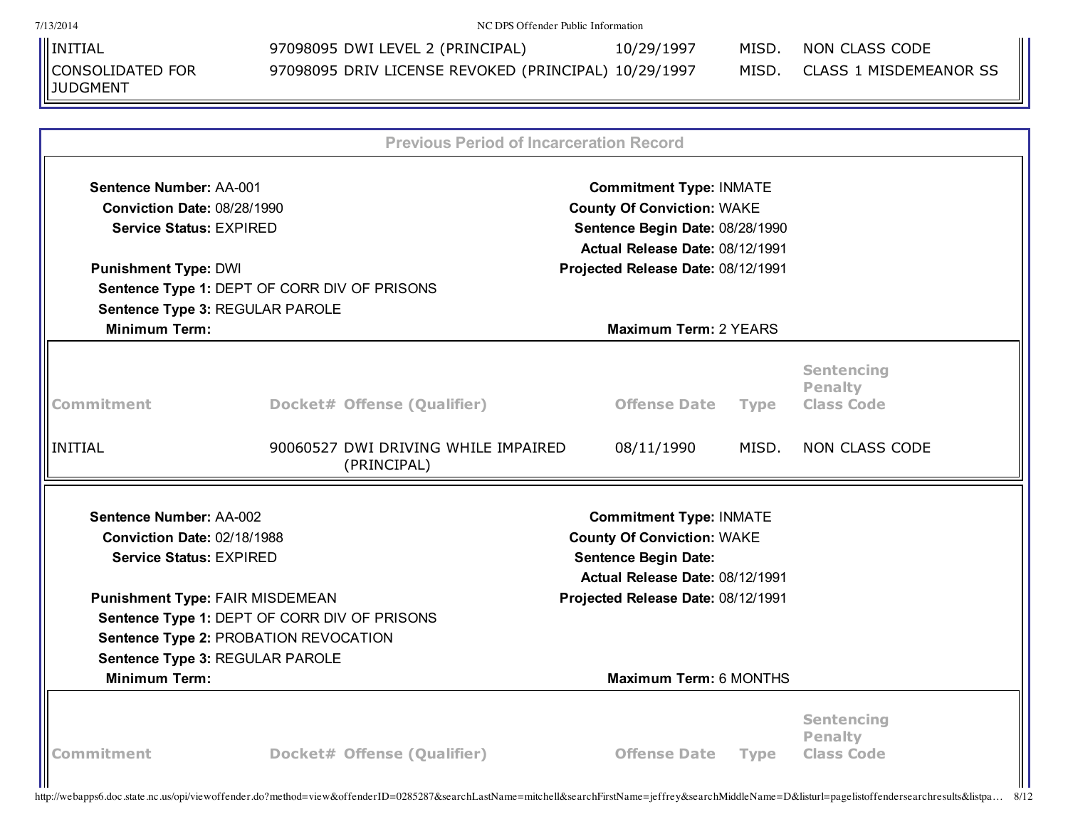| Commitment | Docket# | Offense (Qualifier) | Offense Date | Type | Sentencing Penalty Class Code |
|---|---|---|---|---|---|
| INITIAL | 97098095 | DWI LEVEL 2 (PRINCIPAL) | 10/29/1997 | MISD. | NON CLASS CODE |
| CONSOLIDATED FOR JUDGMENT | 97098095 | DRIV LICENSE REVOKED (PRINCIPAL) | 10/29/1997 | MISD. | CLASS 1 MISDEMEANOR SS |

## Previous Period of Incarceration Record

**Sentence Number:** AA-001
**Conviction Date:** 08/28/1990
**Service Status:** EXPIRED

**Commitment Type:** INMATE
**County Of Conviction:** WAKE
**Sentence Begin Date:** 08/28/1990
**Actual Release Date:** 08/12/1991

**Punishment Type:** DWI
**Projected Release Date:** 08/12/1991
**Sentence Type 1:** DEPT OF CORR DIV OF PRISONS
**Sentence Type 3:** REGULAR PAROLE
**Minimum Term:**
**Maximum Term:** 2 YEARS

| Commitment | Docket# | Offense (Qualifier) | Offense Date | Type | Sentencing Penalty Class Code |
|---|---|---|---|---|---|
| INITIAL | 90060527 | DWI DRIVING WHILE IMPAIRED (PRINCIPAL) | 08/11/1990 | MISD. | NON CLASS CODE |

**Sentence Number:** AA-002
**Conviction Date:** 02/18/1988
**Service Status:** EXPIRED

**Commitment Type:** INMATE
**County Of Conviction:** WAKE
**Sentence Begin Date:**
**Actual Release Date:** 08/12/1991

**Punishment Type:** FAIR MISDEMEAN
**Projected Release Date:** 08/12/1991
**Sentence Type 1:** DEPT OF CORR DIV OF PRISONS
**Sentence Type 2:** PROBATION REVOCATION
**Sentence Type 3:** REGULAR PAROLE
**Minimum Term:**
**Maximum Term:** 6 MONTHS

| Commitment | Docket# | Offense (Qualifier) | Offense Date | Type | Sentencing Penalty Class Code |
|---|---|---|---|---|---|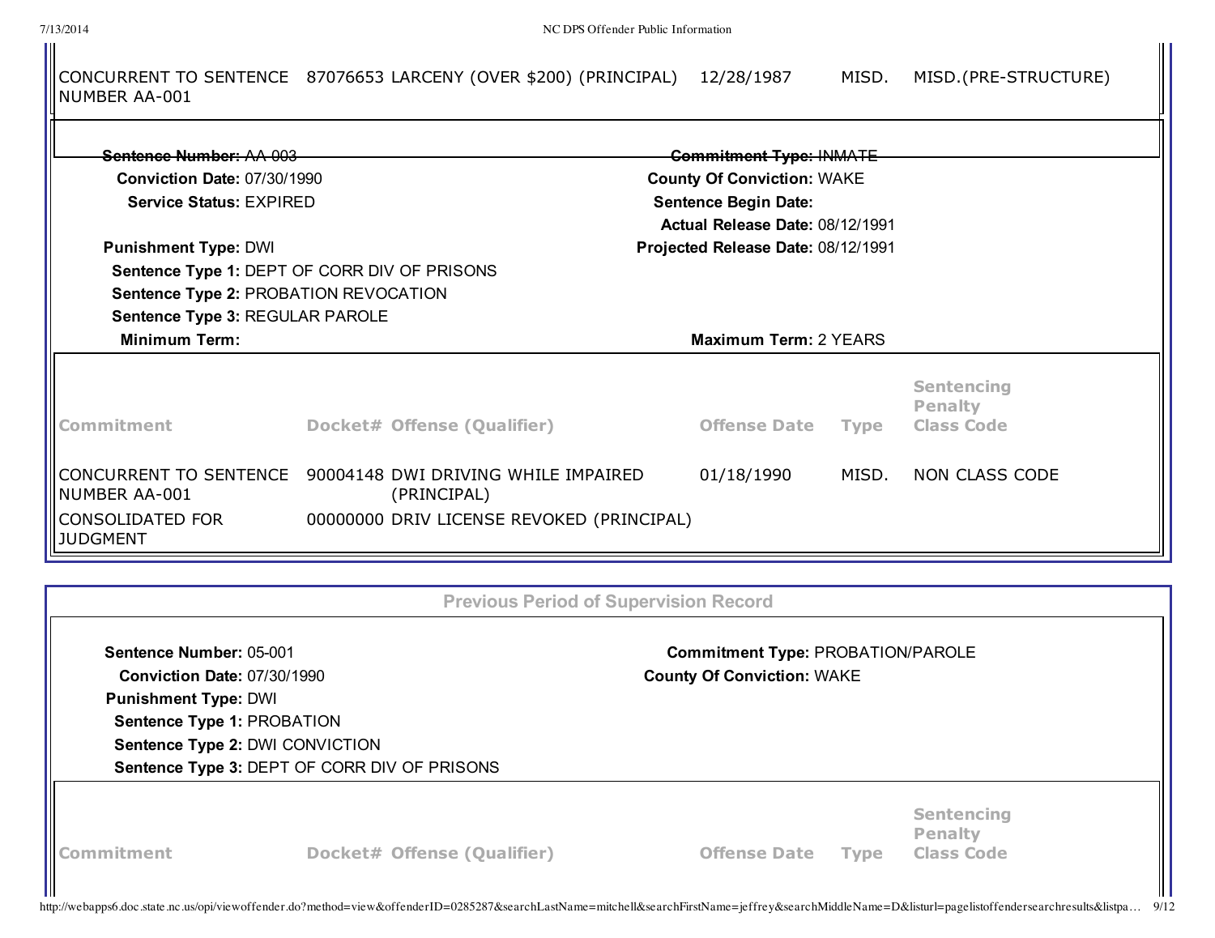| Commitment | Docket# | Offense (Qualifier) | Offense Date | Type | Sentencing Penalty Class Code |
|---|---|---|---|---|---|
| CONCURRENT TO SENTENCE NUMBER AA-001 | 87076653 | LARCENY (OVER $200) (PRINCIPAL) | 12/28/1987 | MISD. | MISD.(PRE-STRUCTURE) |

**Sentence Number:** AA-003
**Commitment Type:** INMATE
**Conviction Date:** 07/30/1990
**County Of Conviction:** WAKE
**Service Status:** EXPIRED
**Sentence Begin Date:**
**Actual Release Date:** 08/12/1991
**Punishment Type:** DWI
**Projected Release Date:** 08/12/1991
**Sentence Type 1:** DEPT OF CORR DIV OF PRISONS
**Sentence Type 2:** PROBATION REVOCATION
**Sentence Type 3:** REGULAR PAROLE
**Minimum Term:**
**Maximum Term:** 2 YEARS

| Commitment | Docket# | Offense (Qualifier) | Offense Date | Type | Sentencing Penalty Class Code |
|---|---|---|---|---|---|
| CONCURRENT TO SENTENCE NUMBER AA-001 | 90004148 | DWI DRIVING WHILE IMPAIRED (PRINCIPAL) | 01/18/1990 | MISD. | NON CLASS CODE |
| CONSOLIDATED FOR JUDGMENT | 00000000 | DRIV LICENSE REVOKED (PRINCIPAL) | | | |

## Previous Period of Supervision Record

**Sentence Number:** 05-001
**Commitment Type:** PROBATION/PAROLE
**Conviction Date:** 07/30/1990
**County Of Conviction:** WAKE
**Punishment Type:** DWI
**Sentence Type 1:** PROBATION
**Sentence Type 2:** DWI CONVICTION
**Sentence Type 3:** DEPT OF CORR DIV OF PRISONS

| Commitment | Docket# | Offense (Qualifier) | Offense Date | Type | Sentencing Penalty Class Code |
|---|---|---|---|---|---|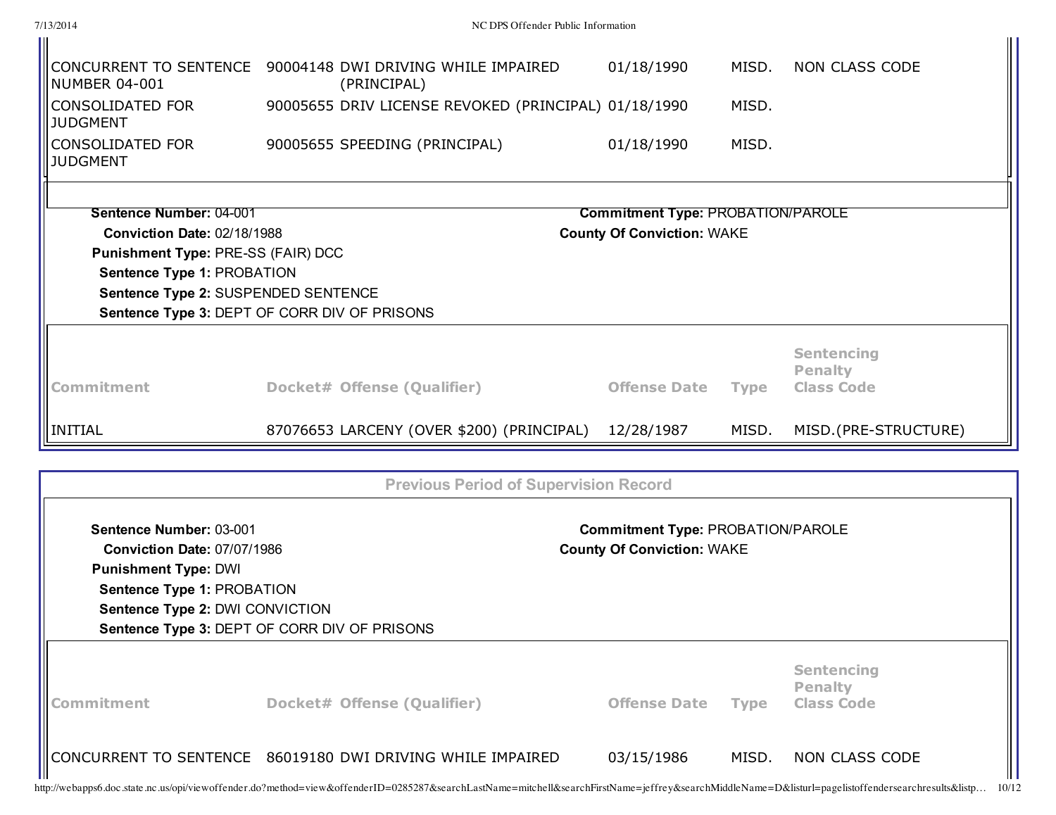| Commitment | Docket# | Offense (Qualifier) | Offense Date | Type | Sentencing Penalty Class Code |
|---|---|---|---|---|---|
| CONCURRENT TO SENTENCE NUMBER 04-001 | 90004148 | DWI DRIVING WHILE IMPAIRED (PRINCIPAL) | 01/18/1990 | MISD. | NON CLASS CODE |
| CONSOLIDATED FOR JUDGMENT | 90005655 | DRIV LICENSE REVOKED (PRINCIPAL) | 01/18/1990 | MISD. | |
| CONSOLIDATED FOR JUDGMENT | 90005655 | SPEEDING (PRINCIPAL) | 01/18/1990 | MISD. | |

**Sentence Number:** 04-001
**Commitment Type:** PROBATION/PAROLE
**Conviction Date:** 02/18/1988
**County Of Conviction:** WAKE
**Punishment Type:** PRE-SS (FAIR) DCC
**Sentence Type 1:** PROBATION
**Sentence Type 2:** SUSPENDED SENTENCE
**Sentence Type 3:** DEPT OF CORR DIV OF PRISONS

| Commitment | Docket# | Offense (Qualifier) | Offense Date | Type | Sentencing Penalty Class Code |
|---|---|---|---|---|---|
| INITIAL | 87076653 | LARCENY (OVER $200) (PRINCIPAL) | 12/28/1987 | MISD. | MISD.(PRE-STRUCTURE) |

## Previous Period of Supervision Record

**Sentence Number:** 03-001
**Commitment Type:** PROBATION/PAROLE
**Conviction Date:** 07/07/1986
**County Of Conviction:** WAKE
**Punishment Type:** DWI
**Sentence Type 1:** PROBATION
**Sentence Type 2:** DWI CONVICTION
**Sentence Type 3:** DEPT OF CORR DIV OF PRISONS

| Commitment | Docket# | Offense (Qualifier) | Offense Date | Type | Sentencing Penalty Class Code |
|---|---|---|---|---|---|
| CONCURRENT TO SENTENCE | 86019180 | DWI DRIVING WHILE IMPAIRED | 03/15/1986 | MISD. | NON CLASS CODE |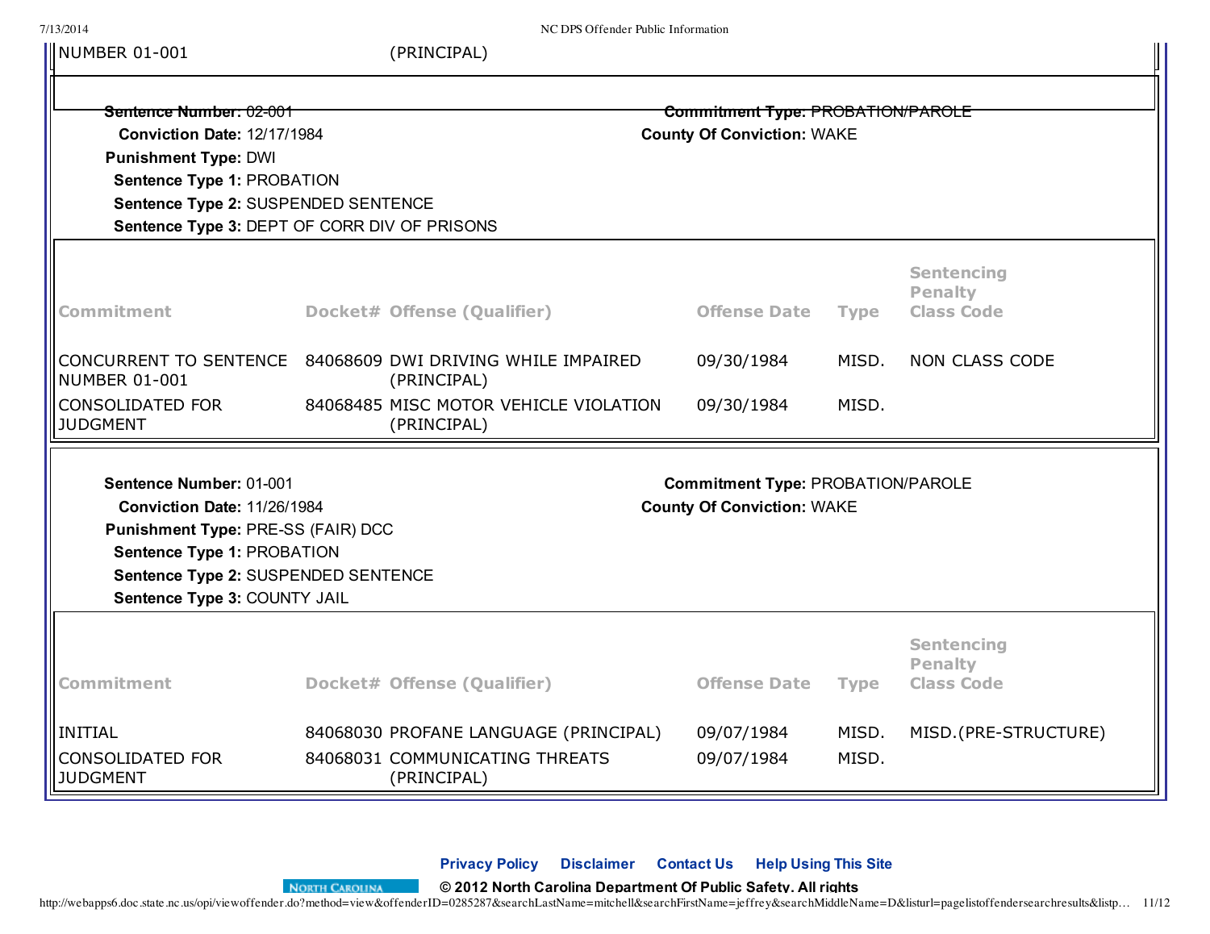NUMBER 01-001 | (PRINCIPAL)

Sentence Number: 02-001 | Commitment Type: PROBATION/PAROLE

**Conviction Date:** 12/17/1984

**County Of Conviction:** WAKE

**Punishment Type:** DWI

**Sentence Type 1:** PROBATION

**Sentence Type 2:** SUSPENDED SENTENCE

**Sentence Type 3:** DEPT OF CORR DIV OF PRISONS

| Commitment | Docket# | Offense (Qualifier) | Offense Date | Type | Sentencing Penalty Class Code |
|---|---|---|---|---|---|
| CONCURRENT TO SENTENCE NUMBER 01-001 | 84068609 | DWI DRIVING WHILE IMPAIRED (PRINCIPAL) | 09/30/1984 | MISD. | NON CLASS CODE |
| CONSOLIDATED FOR JUDGMENT | 84068485 | MISC MOTOR VEHICLE VIOLATION (PRINCIPAL) | 09/30/1984 | MISD. | |

**Sentence Number:** 01-001

**Commitment Type:** PROBATION/PAROLE

**Conviction Date:** 11/26/1984

**County Of Conviction:** WAKE

**Punishment Type:** PRE-SS (FAIR) DCC

**Sentence Type 1:** PROBATION

**Sentence Type 2:** SUSPENDED SENTENCE

**Sentence Type 3:** COUNTY JAIL

| Commitment | Docket# | Offense (Qualifier) | Offense Date | Type | Sentencing Penalty Class Code |
|---|---|---|---|---|---|
| INITIAL | 84068030 | PROFANE LANGUAGE (PRINCIPAL) | 09/07/1984 | MISD. | MISD.(PRE-STRUCTURE) |
| CONSOLIDATED FOR JUDGMENT | 84068031 | COMMUNICATING THREATS (PRINCIPAL) | 09/07/1984 | MISD. | |

Privacy Policy | Disclaimer | Contact Us | Help Using This Site

© 2012 North Carolina Department Of Public Safety. All rights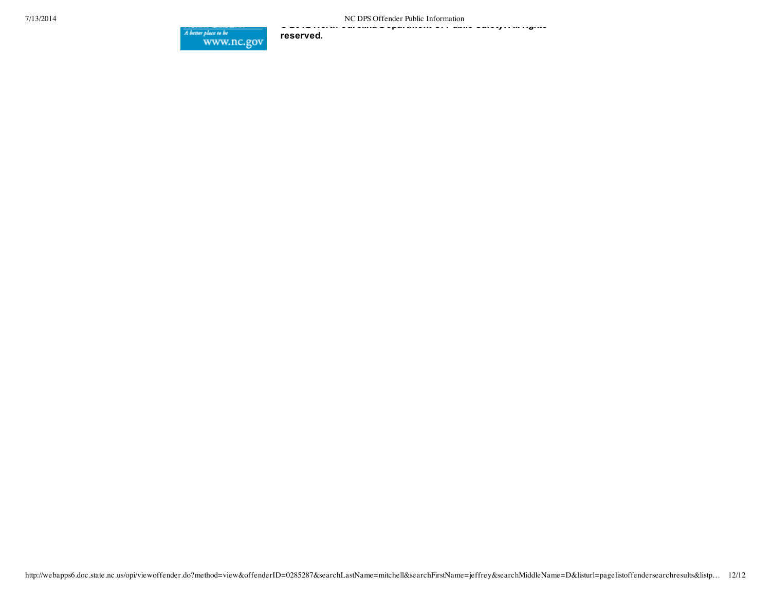© 2012 North Carolina Department of Public Safety. All rights reserved.